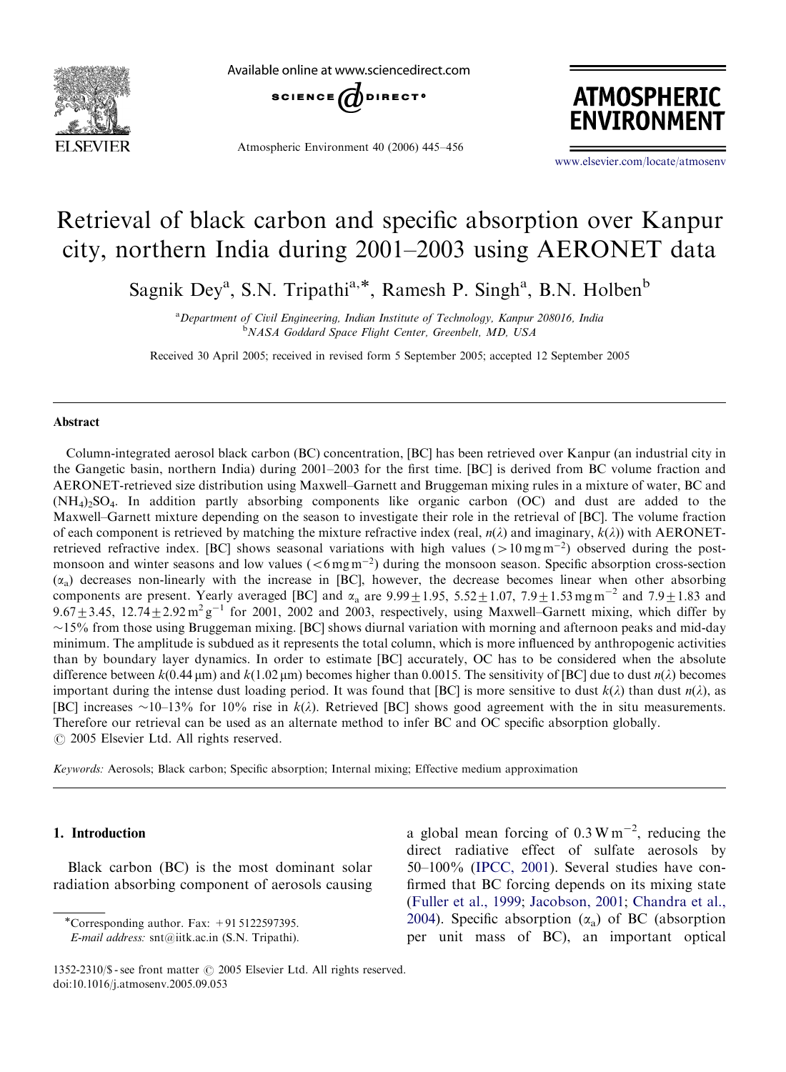# Retrieval of black carbon and specific absorption over Kanpur city, northern India during 2001–2003 using AERONET data

Sagnik Dey[a], S.N. Tripathi[a,*], Ramesh P. Singh[a], B.N. Holben[b]

[a]Department of Civil Engineering, Indian Institute of Technology, Kanpur 208016, India
[b]NASA Goddard Space Flight Center, Greenbelt, MD, USA

Received 30 April 2005; received in revised form 5 September 2005; accepted 12 September 2005

## Abstract

Column-integrated aerosol black carbon (BC) concentration, [BC] has been retrieved over Kanpur (an industrial city in the Gangetic basin, northern India) during 2001–2003 for the first time. [BC] is derived from BC volume fraction and AERONET-retrieved size distribution using Maxwell–Garnett and Bruggeman mixing rules in a mixture of water, BC and $(NH_4)_2SO_4$. In addition partly absorbing components like organic carbon (OC) and dust are added to the Maxwell–Garnett mixture depending on the season to investigate their role in the retrieval of [BC]. The volume fraction of each component is retrieved by matching the mixture refractive index (real, $n(\lambda)$ and imaginary, $k(\lambda)$) with AERONET-retrieved refractive index. [BC] shows seasonal variations with high values ($>10\,\mathrm{mg\,m^{-2}}$) observed during the post-monsoon and winter seasons and low values ($<6\,\mathrm{mg\,m^{-2}}$) during the monsoon season. Specific absorption cross-section ($\alpha_a$) decreases non-linearly with the increase in [BC], however, the decrease becomes linear when other absorbing components are present. Yearly averaged [BC] and $\alpha_a$ are $9.99\pm1.95$, $5.52\pm1.07$, $7.9\pm1.53\,\mathrm{mg\,m^{-2}}$ and $7.9\pm1.83$ and $9.67\pm3.45$, $12.74\pm2.92\,\mathrm{m^2\,g^{-1}}$ for 2001, 2002 and 2003, respectively, using Maxwell–Garnett mixing, which differ by ~15% from those using Bruggeman mixing. [BC] shows diurnal variation with morning and afternoon peaks and mid-day minimum. The amplitude is subdued as it represents the total column, which is more influenced by anthropogenic activities than by boundary layer dynamics. In order to estimate [BC] accurately, OC has to be considered when the absolute difference between $k(0.44\,\mu\mathrm{m})$ and $k(1.02\,\mu\mathrm{m})$ becomes higher than 0.0015. The sensitivity of [BC] due to dust $n(\lambda)$ becomes important during the intense dust loading period. It was found that [BC] is more sensitive to dust $k(\lambda)$ than dust $n(\lambda)$, as [BC] increases ~10–13% for 10% rise in $k(\lambda)$. Retrieved [BC] shows good agreement with the in situ measurements. Therefore our retrieval can be used as an alternate method to infer BC and OC specific absorption globally.
© 2005 Elsevier Ltd. All rights reserved.

*Keywords:* Aerosols; Black carbon; Specific absorption; Internal mixing; Effective medium approximation

## 1. Introduction

Black carbon (BC) is the most dominant solar radiation absorbing component of aerosols causing a global mean forcing of $0.3\,\mathrm{W\,m^{-2}}$, reducing the direct radiative effect of sulfate aerosols by 50–100% (IPCC, 2001). Several studies have confirmed that BC forcing depends on its mixing state (Fuller et al., 1999; Jacobson, 2001; Chandra et al., 2004). Specific absorption ($\alpha_a$) of BC (absorption per unit mass of BC), an important optical

*Corresponding author. Fax: +91 5122597395.
*E-mail address:* snt@iitk.ac.in (S.N. Tripathi).

1352-2310/$ - see front matter © 2005 Elsevier Ltd. All rights reserved.
doi:10.1016/j.atmosenv.2005.09.053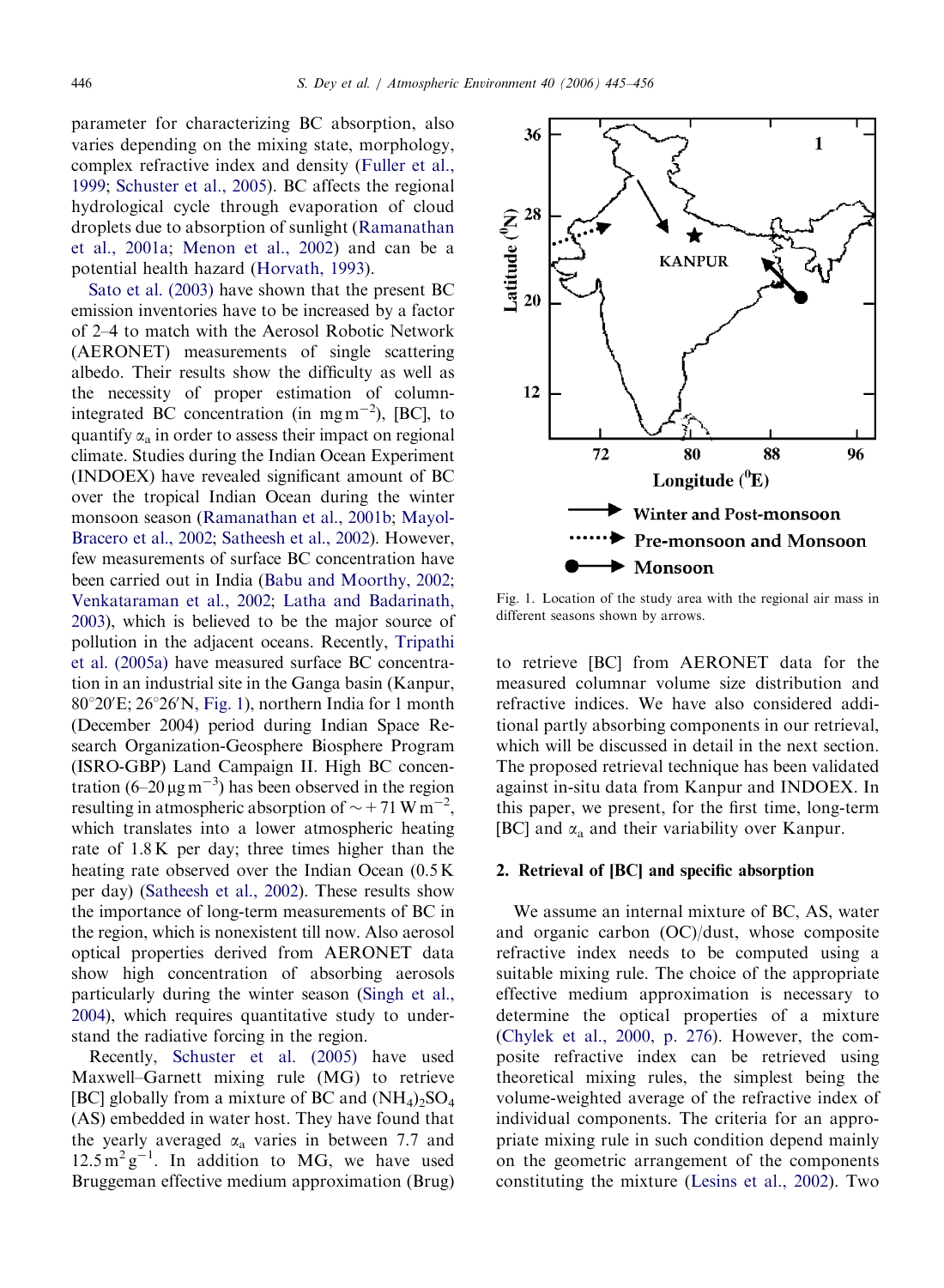parameter for characterizing BC absorption, also varies depending on the mixing state, morphology, complex refractive index and density (Fuller et al., 1999; Schuster et al., 2005). BC affects the regional hydrological cycle through evaporation of cloud droplets due to absorption of sunlight (Ramanathan et al., 2001a; Menon et al., 2002) and can be a potential health hazard (Horvath, 1993).

Sato et al. (2003) have shown that the present BC emission inventories have to be increased by a factor of 2–4 to match with the Aerosol Robotic Network (AERONET) measurements of single scattering albedo. Their results show the difficulty as well as the necessity of proper estimation of column-integrated BC concentration (in $mg\,m^{-2}$), [BC], to quantify $\alpha_a$ in order to assess their impact on regional climate. Studies during the Indian Ocean Experiment (INDOEX) have revealed significant amount of BC over the tropical Indian Ocean during the winter monsoon season (Ramanathan et al., 2001b; Mayol-Bracero et al., 2002; Satheesh et al., 2002). However, few measurements of surface BC concentration have been carried out in India (Babu and Moorthy, 2002; Venkataraman et al., 2002; Latha and Badarinath, 2003), which is believed to be the major source of pollution in the adjacent oceans. Recently, Tripathi et al. (2005a) have measured surface BC concentration in an industrial site in the Ganga basin (Kanpur, 80°20′E; 26°26′N, Fig. 1), northern India for 1 month (December 2004) period during Indian Space Research Organization-Geosphere Biosphere Program (ISRO-GBP) Land Campaign II. High BC concentration (6–20 $\mu g\,m^{-3}$) has been observed in the region resulting in atmospheric absorption of $\sim +71\,W\,m^{-2}$, which translates into a lower atmospheric heating rate of 1.8 K per day; three times higher than the heating rate observed over the Indian Ocean (0.5 K per day) (Satheesh et al., 2002). These results show the importance of long-term measurements of BC in the region, which is nonexistent till now. Also aerosol optical properties derived from AERONET data show high concentration of absorbing aerosols particularly during the winter season (Singh et al., 2004), which requires quantitative study to understand the radiative forcing in the region.

Recently, Schuster et al. (2005) have used Maxwell–Garnett mixing rule (MG) to retrieve [BC] globally from a mixture of BC and $(NH_4)_2SO_4$ (AS) embedded in water host. They have found that the yearly averaged $\alpha_a$ varies in between 7.7 and $12.5\,m^2\,g^{-1}$. In addition to MG, we have used Bruggeman effective medium approximation (Brug) to retrieve [BC] from AERONET data for the measured columnar volume size distribution and refractive indices. We have also considered additional partly absorbing components in our retrieval, which will be discussed in detail in the next section. The proposed retrieval technique has been validated against in-situ data from Kanpur and INDOEX. In this paper, we present, for the first time, long-term [BC] and $\alpha_a$ and their variability over Kanpur.

Fig. 1. Location of the study area with the regional air mass in different seasons shown by arrows.

## 2. Retrieval of [BC] and specific absorption

We assume an internal mixture of BC, AS, water and organic carbon (OC)/dust, whose composite refractive index needs to be computed using a suitable mixing rule. The choice of the appropriate effective medium approximation is necessary to determine the optical properties of a mixture (Chylek et al., 2000, p. 276). However, the composite refractive index can be retrieved using theoretical mixing rules, the simplest being the volume-weighted average of the refractive index of individual components. The criteria for an appropriate mixing rule in such condition depend mainly on the geometric arrangement of the components constituting the mixture (Lesins et al., 2002). Two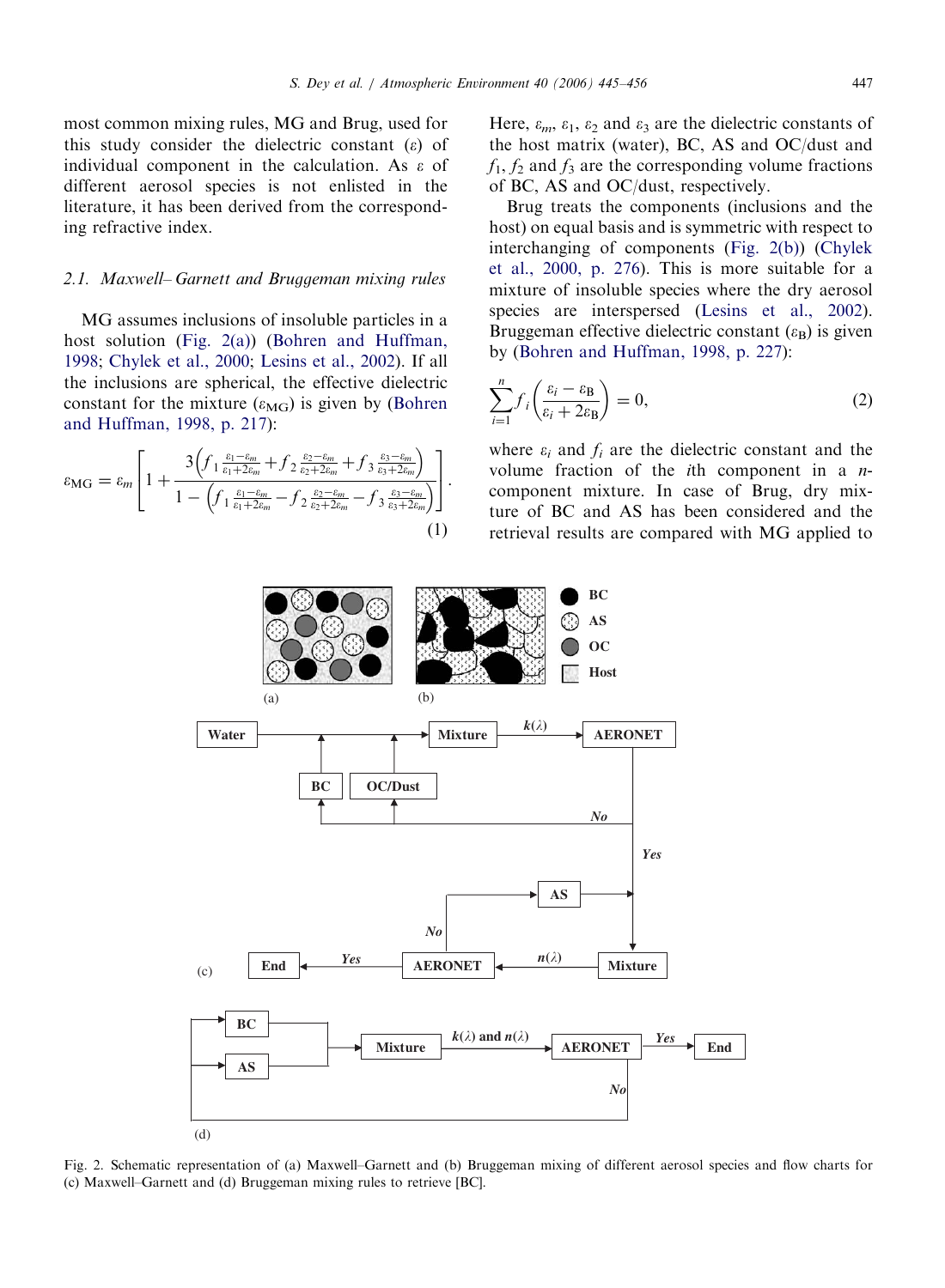most common mixing rules, MG and Brug, used for this study consider the dielectric constant ($\varepsilon$) of individual component in the calculation. As $\varepsilon$ of different aerosol species is not enlisted in the literature, it has been derived from the corresponding refractive index.

### 2.1. Maxwell–Garnett and Bruggeman mixing rules

MG assumes inclusions of insoluble particles in a host solution (Fig. 2(a)) (Bohren and Huffman, 1998; Chylek et al., 2000; Lesins et al., 2002). If all the inclusions are spherical, the effective dielectric constant for the mixture ($\varepsilon_{MG}$) is given by (Bohren and Huffman, 1998, p. 217):

$$\varepsilon_{MG} = \varepsilon_m \left[ 1 + \frac{3\left(f_1 \frac{\varepsilon_1 - \varepsilon_m}{\varepsilon_1 + 2\varepsilon_m} + f_2 \frac{\varepsilon_2 - \varepsilon_m}{\varepsilon_2 + 2\varepsilon_m} + f_3 \frac{\varepsilon_3 - \varepsilon_m}{\varepsilon_3 + 2\varepsilon_m}\right)}{1 - \left(f_1 \frac{\varepsilon_1 - \varepsilon_m}{\varepsilon_1 + 2\varepsilon_m} - f_2 \frac{\varepsilon_2 - \varepsilon_m}{\varepsilon_2 + 2\varepsilon_m} - f_3 \frac{\varepsilon_3 - \varepsilon_m}{\varepsilon_3 + 2\varepsilon_m}\right)} \right]. \tag{1}$$

Here, $\varepsilon_m$, $\varepsilon_1$, $\varepsilon_2$ and $\varepsilon_3$ are the dielectric constants of the host matrix (water), BC, AS and OC/dust and $f_1$, $f_2$ and $f_3$ are the corresponding volume fractions of BC, AS and OC/dust, respectively.

Brug treats the components (inclusions and the host) on equal basis and is symmetric with respect to interchanging of components (Fig. 2(b)) (Chylek et al., 2000, p. 276). This is more suitable for a mixture of insoluble species where the dry aerosol species are interspersed (Lesins et al., 2002). Bruggeman effective dielectric constant ($\varepsilon_B$) is given by (Bohren and Huffman, 1998, p. 227):

$$\sum_{i=1}^{n} f_i \left( \frac{\varepsilon_i - \varepsilon_B}{\varepsilon_i + 2\varepsilon_B} \right) = 0, \tag{2}$$

where $\varepsilon_i$ and $f_i$ are the dielectric constant and the volume fraction of the $i$th component in a $n$-component mixture. In case of Brug, dry mixture of BC and AS has been considered and the retrieval results are compared with MG applied to

Fig. 2. Schematic representation of (a) Maxwell–Garnett and (b) Bruggeman mixing of different aerosol species and flow charts for (c) Maxwell–Garnett and (d) Bruggeman mixing rules to retrieve [BC].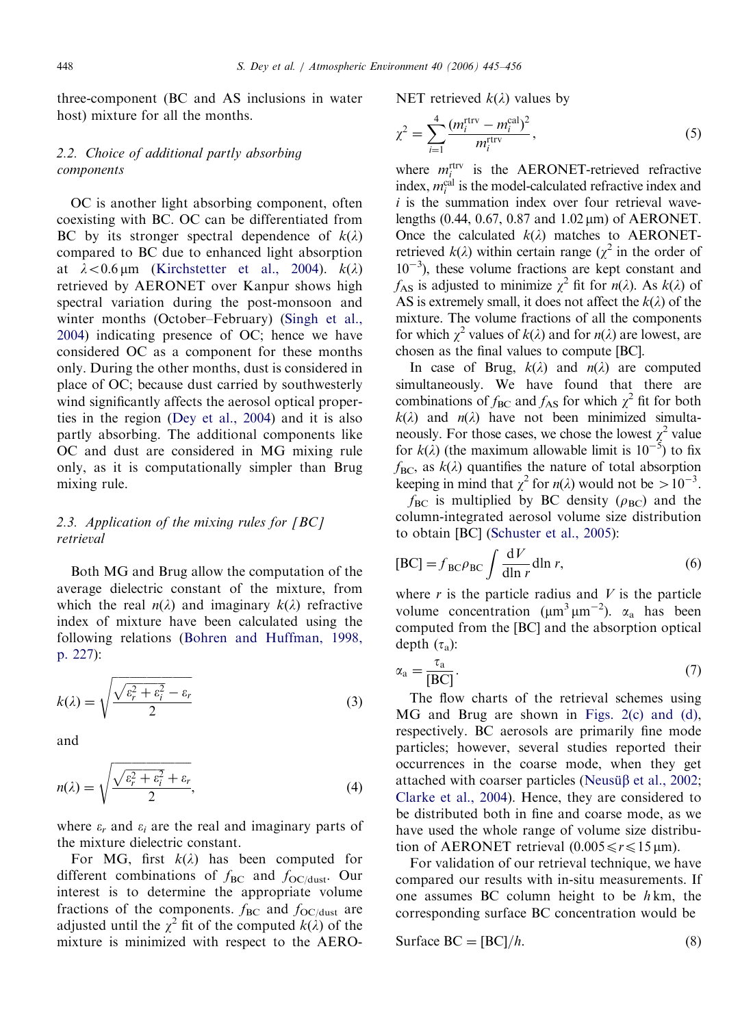three-component (BC and AS inclusions in water host) mixture for all the months.

### 2.2. Choice of additional partly absorbing components

OC is another light absorbing component, often coexisting with BC. OC can be differentiated from BC by its stronger spectral dependence of $k(\lambda)$ compared to BC due to enhanced light absorption at $\lambda < 0.6\,\mu m$ (Kirchstetter et al., 2004). $k(\lambda)$ retrieved by AERONET over Kanpur shows high spectral variation during the post-monsoon and winter months (October–February) (Singh et al., 2004) indicating presence of OC; hence we have considered OC as a component for these months only. During the other months, dust is considered in place of OC; because dust carried by southwesterly wind significantly affects the aerosol optical properties in the region (Dey et al., 2004) and it is also partly absorbing. The additional components like OC and dust are considered in MG mixing rule only, as it is computationally simpler than Brug mixing rule.

### 2.3. Application of the mixing rules for [BC] retrieval

Both MG and Brug allow the computation of the average dielectric constant of the mixture, from which the real $n(\lambda)$ and imaginary $k(\lambda)$ refractive index of mixture have been calculated using the following relations (Bohren and Huffman, 1998, p. 227):

$$k(\lambda) = \sqrt{\frac{\sqrt{\varepsilon_r^2 + \varepsilon_i^2} - \varepsilon_r}{2}} \tag{3}$$

and

$$n(\lambda) = \sqrt{\frac{\sqrt{\varepsilon_r^2 + \varepsilon_i^2} + \varepsilon_r}{2}}, \tag{4}$$

where $\varepsilon_r$ and $\varepsilon_i$ are the real and imaginary parts of the mixture dielectric constant.

For MG, first $k(\lambda)$ has been computed for different combinations of $f_{BC}$ and $f_{OC/dust}$. Our interest is to determine the appropriate volume fractions of the components. $f_{BC}$ and $f_{OC/dust}$ are adjusted until the $\chi^2$ fit of the computed $k(\lambda)$ of the mixture is minimized with respect to the AERONET retrieved $k(\lambda)$ values by

$$\chi^2 = \sum_{i=1}^{4} \frac{(m_i^{rtrv} - m_i^{cal})^2}{m_i^{rtrv}}, \tag{5}$$

where $m_i^{rtrv}$ is the AERONET-retrieved refractive index, $m_i^{cal}$ is the model-calculated refractive index and $i$ is the summation index over four retrieval wavelengths (0.44, 0.67, 0.87 and 1.02 μm) of AERONET. Once the calculated $k(\lambda)$ matches to AERONET-retrieved $k(\lambda)$ within certain range ($\chi^2$ in the order of $10^{-3}$), these volume fractions are kept constant and $f_{AS}$ is adjusted to minimize $\chi^2$ fit for $n(\lambda)$. As $k(\lambda)$ of AS is extremely small, it does not affect the $k(\lambda)$ of the mixture. The volume fractions of all the components for which $\chi^2$ values of $k(\lambda)$ and for $n(\lambda)$ are lowest, are chosen as the final values to compute [BC].

In case of Brug, $k(\lambda)$ and $n(\lambda)$ are computed simultaneously. We have found that there are combinations of $f_{BC}$ and $f_{AS}$ for which $\chi^2$ fit for both $k(\lambda)$ and $n(\lambda)$ have not been minimized simultaneously. For those cases, we chose the lowest $\chi^2$ value for $k(\lambda)$ (the maximum allowable limit is $10^{-5}$) to fix $f_{BC}$, as $k(\lambda)$ quantifies the nature of total absorption keeping in mind that $\chi^2$ for $n(\lambda)$ would not be $> 10^{-3}$.

$f_{BC}$ is multiplied by BC density ($\rho_{BC}$) and the column-integrated aerosol volume size distribution to obtain [BC] (Schuster et al., 2005):

$$[BC] = f_{BC}\rho_{BC} \int \frac{dV}{d\ln r} d\ln r, \tag{6}$$

where $r$ is the particle radius and $V$ is the particle volume concentration ($\mu m^3\,\mu m^{-2}$). $\alpha_a$ has been computed from the [BC] and the absorption optical depth ($\tau_a$):

$$\alpha_a = \frac{\tau_a}{[BC]}. \tag{7}$$

The flow charts of the retrieval schemes using MG and Brug are shown in Figs. 2(c) and (d), respectively. BC aerosols are primarily fine mode particles; however, several studies reported their occurrences in the coarse mode, when they get attached with coarser particles (Neusüβ et al., 2002; Clarke et al., 2004). Hence, they are considered to be distributed both in fine and coarse mode, as we have used the whole range of volume size distribution of AERONET retrieval ($0.005 \leqslant r \leqslant 15\,\mu m$).

For validation of our retrieval technique, we have compared our results with in-situ measurements. If one assumes BC column height to be $h$ km, the corresponding surface BC concentration would be

$$\text{Surface BC} = [BC]/h. \tag{8}$$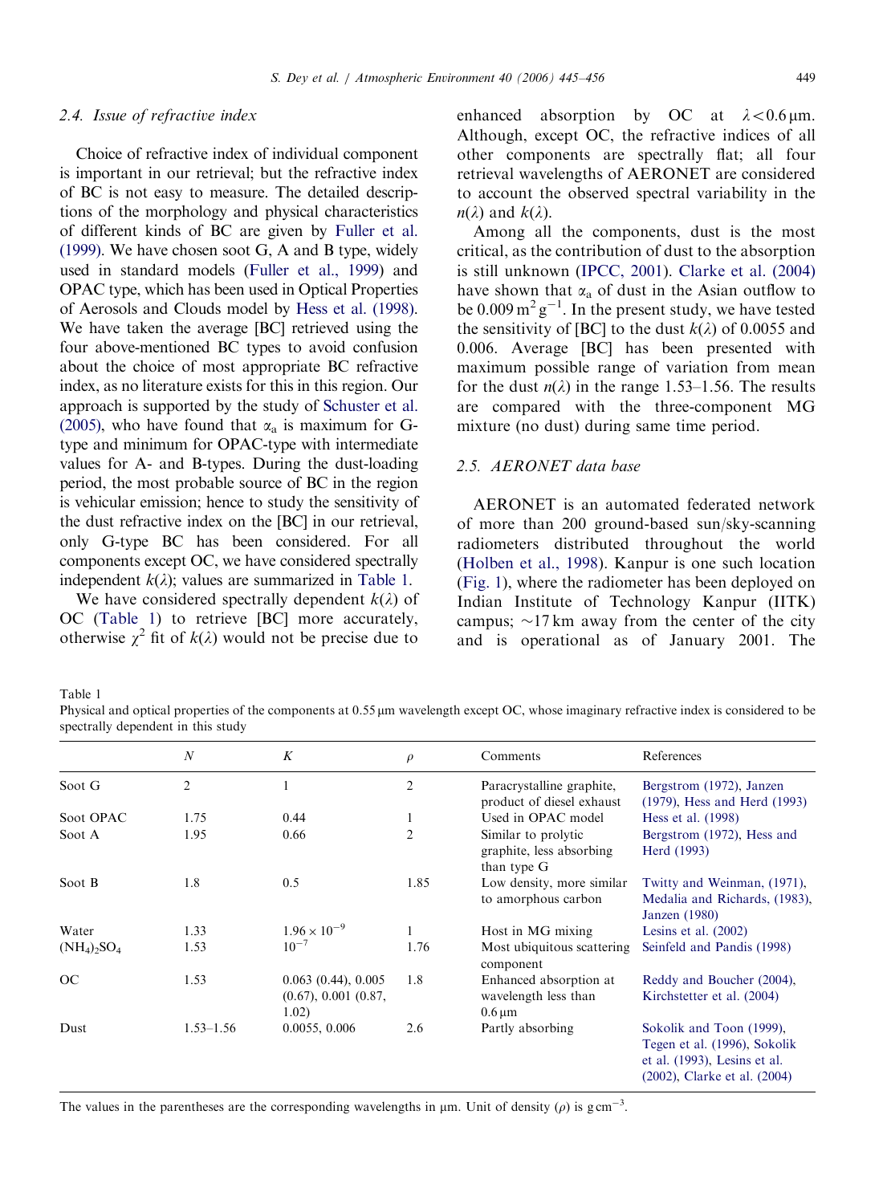### 2.4. Issue of refractive index

Choice of refractive index of individual component is important in our retrieval; but the refractive index of BC is not easy to measure. The detailed descriptions of the morphology and physical characteristics of different kinds of BC are given by Fuller et al. (1999). We have chosen soot G, A and B type, widely used in standard models (Fuller et al., 1999) and OPAC type, which has been used in Optical Properties of Aerosols and Clouds model by Hess et al. (1998). We have taken the average [BC] retrieved using the four above-mentioned BC types to avoid confusion about the choice of most appropriate BC refractive index, as no literature exists for this in this region. Our approach is supported by the study of Schuster et al. (2005), who have found that $\alpha_a$ is maximum for G-type and minimum for OPAC-type with intermediate values for A- and B-types. During the dust-loading period, the most probable source of BC in the region is vehicular emission; hence to study the sensitivity of the dust refractive index on the [BC] in our retrieval, only G-type BC has been considered. For all components except OC, we have considered spectrally independent $k(\lambda)$; values are summarized in Table 1.

We have considered spectrally dependent $k(\lambda)$ of OC (Table 1) to retrieve [BC] more accurately, otherwise $\chi^2$ fit of $k(\lambda)$ would not be precise due to enhanced absorption by OC at $\lambda < 0.6\,\mu$m. Although, except OC, the refractive indices of all other components are spectrally flat; all four retrieval wavelengths of AERONET are considered to account the observed spectral variability in the $n(\lambda)$ and $k(\lambda)$.

Among all the components, dust is the most critical, as the contribution of dust to the absorption is still unknown (IPCC, 2001). Clarke et al. (2004) have shown that $\alpha_a$ of dust in the Asian outflow to be $0.009\,\text{m}^2\,\text{g}^{-1}$. In the present study, we have tested the sensitivity of [BC] to the dust $k(\lambda)$ of 0.0055 and 0.006. Average [BC] has been presented with maximum possible range of variation from mean for the dust $n(\lambda)$ in the range 1.53–1.56. The results are compared with the three-component MG mixture (no dust) during same time period.

### 2.5. AERONET data base

AERONET is an automated federated network of more than 200 ground-based sun/sky-scanning radiometers distributed throughout the world (Holben et al., 1998). Kanpur is one such location (Fig. 1), where the radiometer has been deployed on Indian Institute of Technology Kanpur (IITK) campus; ~17 km away from the center of the city and is operational as of January 2001. The

Table 1
Physical and optical properties of the components at 0.55 μm wavelength except OC, whose imaginary refractive index is considered to be spectrally dependent in this study

| | $N$ | $K$ | $\rho$ | Comments | References |
|---|---|---|---|---|---|
| Soot G | 2 | 1 | 2 | Paracrystalline graphite, product of diesel exhaust | Bergstrom (1972), Janzen (1979), Hess and Herd (1993) |
| Soot OPAC | 1.75 | 0.44 | 1 | Used in OPAC model | Hess et al. (1998) |
| Soot A | 1.95 | 0.66 | 2 | Similar to prolytic graphite, less absorbing than type G | Bergstrom (1972), Hess and Herd (1993) |
| Soot B | 1.8 | 0.5 | 1.85 | Low density, more similar to amorphous carbon | Twitty and Weinman, (1971), Medalia and Richards, (1983), Janzen (1980) |
| Water | 1.33 | $1.96 \times 10^{-9}$ | 1 | Host in MG mixing | Lesins et al. (2002) |
| $(NH_4)_2SO_4$ | 1.53 | $10^{-7}$ | 1.76 | Most ubiquitous scattering component | Seinfeld and Pandis (1998) |
| OC | 1.53 | 0.063 (0.44), 0.005 (0.67), 0.001 (0.87, 1.02) | 1.8 | Enhanced absorption at wavelength less than 0.6 μm | Reddy and Boucher (2004), Kirchstetter et al. (2004) |
| Dust | 1.53–1.56 | 0.0055, 0.006 | 2.6 | Partly absorbing | Sokolik and Toon (1999), Tegen et al. (1996), Sokolik et al. (1993), Lesins et al. (2002), Clarke et al. (2004) |

The values in the parentheses are the corresponding wavelengths in μm. Unit of density ($\rho$) is $\text{g}\,\text{cm}^{-3}$.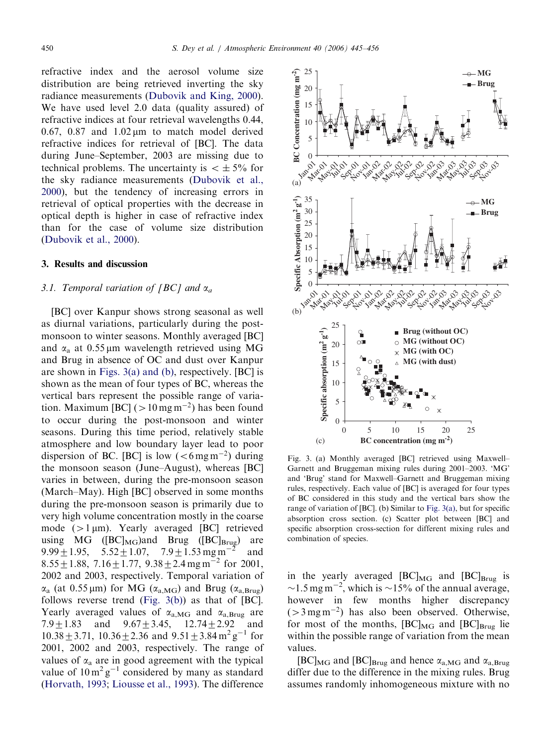refractive index and the aerosol volume size distribution are being retrieved inverting the sky radiance measurements (Dubovik and King, 2000). We have used level 2.0 data (quality assured) of refractive indices at four retrieval wavelengths 0.44, 0.67, 0.87 and 1.02 μm to match model derived refractive indices for retrieval of [BC]. The data during June–September, 2003 are missing due to technical problems. The uncertainty is $< \pm 5\%$ for the sky radiance measurements (Dubovik et al., 2000), but the tendency of increasing errors in retrieval of optical properties with the decrease in optical depth is higher in case of refractive index than for the case of volume size distribution (Dubovik et al., 2000).

## 3. Results and discussion

### 3.1. Temporal variation of [BC] and $\alpha_a$

[BC] over Kanpur shows strong seasonal as well as diurnal variations, particularly during the post-monsoon to winter seasons. Monthly averaged [BC] and $\alpha_a$ at 0.55 μm wavelength retrieved using MG and Brug in absence of OC and dust over Kanpur are shown in Figs. 3(a) and (b), respectively. [BC] is shown as the mean of four types of BC, whereas the vertical bars represent the possible range of variation. Maximum [BC] ($>10\,\text{mg}\,\text{m}^{-2}$) has been found to occur during the post-monsoon and winter seasons. During this time period, relatively stable atmosphere and low boundary layer lead to poor dispersion of BC. [BC] is low ($<6\,\text{mg}\,\text{m}^{-2}$) during the monsoon season (June–August), whereas [BC] varies in between, during the pre-monsoon season (March–May). High [BC] observed in some months during the pre-monsoon season is primarily due to very high volume concentration mostly in the coarse mode ($>1\,\mu\text{m}$). Yearly averaged [BC] retrieved using MG ($[BC]_{MG}$) and Brug ($[BC]_{Brug}$) are $9.99 \pm 1.95$, $5.52 \pm 1.07$, $7.9 \pm 1.53\,\text{mg}\,\text{m}^{-2}$ and $8.55 \pm 1.88$, $7.16 \pm 1.77$, $9.38 \pm 2.4\,\text{mg}\,\text{m}^{-2}$ for 2001, 2002 and 2003, respectively. Temporal variation of $\alpha_a$ (at 0.55 μm) for MG ($\alpha_{a,MG}$) and Brug ($\alpha_{a,Brug}$) follows reverse trend (Fig. 3(b)) as that of [BC]. Yearly averaged values of $\alpha_{a,MG}$ and $\alpha_{a,Brug}$ are $7.9 \pm 1.83$ and $9.67 \pm 3.45$, $12.74 \pm 2.92$ and $10.38 \pm 3.71$, $10.36 \pm 2.36$ and $9.51 \pm 3.84\,\text{m}^2\,\text{g}^{-1}$ for 2001, 2002 and 2003, respectively. The range of values of $\alpha_a$ are in good agreement with the typical value of $10\,\text{m}^2\,\text{g}^{-1}$ considered by many as standard (Horvath, 1993; Liousse et al., 1993). The difference in the yearly averaged $[BC]_{MG}$ and $[BC]_{Brug}$ is $\sim 1.5\,\text{mg}\,\text{m}^{-2}$, which is $\sim 15\%$ of the annual average, however in few months higher discrepancy ($>3\,\text{mg}\,\text{m}^{-2}$) has also been observed. Otherwise, for most of the months, $[BC]_{MG}$ and $[BC]_{Brug}$ lie within the possible range of variation from the mean values.

Fig. 3. (a) Monthly averaged [BC] retrieved using Maxwell–Garnett and Bruggeman mixing rules during 2001–2003. 'MG' and 'Brug' stand for Maxwell–Garnett and Bruggeman mixing rules, respectively. Each value of [BC] is averaged for four types of BC considered in this study and the vertical bars show the range of variation of [BC]. (b) Similar to Fig. 3(a), but for specific absorption cross section. (c) Scatter plot between [BC] and specific absorption cross-section for different mixing rules and combination of species.

$[BC]_{MG}$ and $[BC]_{Brug}$ and hence $\alpha_{a,MG}$ and $\alpha_{a,Brug}$ differ due to the difference in the mixing rules. Brug assumes randomly inhomogeneous mixture with no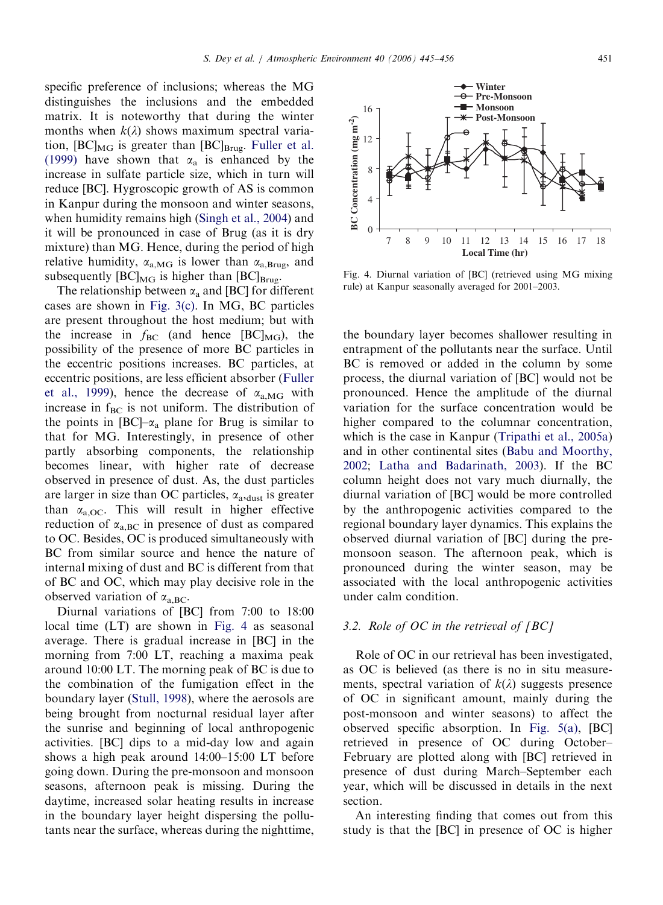specific preference of inclusions; whereas the MG distinguishes the inclusions and the embedded matrix. It is noteworthy that during the winter months when $k(\lambda)$ shows maximum spectral variation, $[BC]_{MG}$ is greater than $[BC]_{Brug}$. Fuller et al. (1999) have shown that $\alpha_a$ is enhanced by the increase in sulfate particle size, which in turn will reduce [BC]. Hygroscopic growth of AS is common in Kanpur during the monsoon and winter seasons, when humidity remains high (Singh et al., 2004) and it will be pronounced in case of Brug (as it is dry mixture) than MG. Hence, during the period of high relative humidity, $\alpha_{a,MG}$ is lower than $\alpha_{a,Brug}$, and subsequently $[BC]_{MG}$ is higher than $[BC]_{Brug}$.

The relationship between $\alpha_a$ and [BC] for different cases are shown in Fig. 3(c). In MG, BC particles are present throughout the host medium; but with the increase in $f_{BC}$ (and hence $[BC]_{MG}$), the possibility of the presence of more BC particles in the eccentric positions increases. BC particles, at eccentric positions, are less efficient absorber (Fuller et al., 1999), hence the decrease of $\alpha_{a,MG}$ with increase in $f_{BC}$ is not uniform. The distribution of the points in [BC]–$\alpha_a$ plane for Brug is similar to that for MG. Interestingly, in presence of other partly absorbing components, the relationship becomes linear, with higher rate of decrease observed in presence of dust. As, the dust particles are larger in size than OC particles, $\alpha_{a\text{,dust}}$ is greater than $\alpha_{a,OC}$. This will result in higher effective reduction of $\alpha_{a,BC}$ in presence of dust as compared to OC. Besides, OC is produced simultaneously with BC from similar source and hence the nature of internal mixing of dust and BC is different from that of BC and OC, which may play decisive role in the observed variation of $\alpha_{a,BC}$.

Diurnal variations of [BC] from 7:00 to 18:00 local time (LT) are shown in Fig. 4 as seasonal average. There is gradual increase in [BC] in the morning from 7:00 LT, reaching a maxima peak around 10:00 LT. The morning peak of BC is due to the combination of the fumigation effect in the boundary layer (Stull, 1998), where the aerosols are being brought from nocturnal residual layer after the sunrise and beginning of local anthropogenic activities. [BC] dips to a mid-day low and again shows a high peak around 14:00–15:00 LT before going down. During the pre-monsoon and monsoon seasons, afternoon peak is missing. During the daytime, increased solar heating results in increase in the boundary layer height dispersing the pollutants near the surface, whereas during the nighttime, the boundary layer becomes shallower resulting in entrapment of the pollutants near the surface. Until BC is removed or added in the column by some process, the diurnal variation of [BC] would not be pronounced. Hence the amplitude of the diurnal variation for the surface concentration would be higher compared to the columnar concentration, which is the case in Kanpur (Tripathi et al., 2005a) and in other continental sites (Babu and Moorthy, 2002; Latha and Badarinath, 2003). If the BC column height does not vary much diurnally, the diurnal variation of [BC] would be more controlled by the anthropogenic activities compared to the regional boundary layer dynamics. This explains the observed diurnal variation of [BC] during the pre-monsoon season. The afternoon peak, which is pronounced during the winter season, may be associated with the local anthropogenic activities under calm condition.

Fig. 4. Diurnal variation of [BC] (retrieved using MG mixing rule) at Kanpur seasonally averaged for 2001–2003.

### 3.2. Role of OC in the retrieval of [BC]

Role of OC in our retrieval has been investigated, as OC is believed (as there is no in situ measurements, spectral variation of $k(\lambda)$ suggests presence of OC in significant amount, mainly during the post-monsoon and winter seasons) to affect the observed specific absorption. In Fig. 5(a), [BC] retrieved in presence of OC during October–February are plotted along with [BC] retrieved in presence of dust during March–September each year, which will be discussed in details in the next section.

An interesting finding that comes out from this study is that the [BC] in presence of OC is higher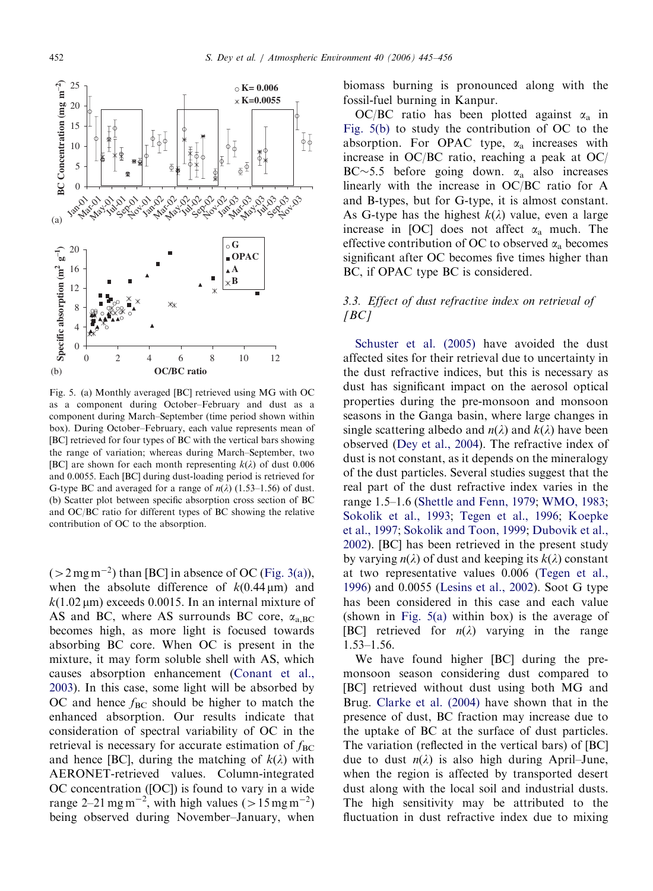Fig. 5. (a) Monthly averaged [BC] retrieved using MG with OC as a component during October–February and dust as a component during March–September (time period shown within box). During October–February, each value represents mean of [BC] retrieved for four types of BC with the vertical bars showing the range of variation; whereas during March–September, two [BC] are shown for each month representing $k(\lambda)$ of dust 0.006 and 0.0055. Each [BC] during dust-loading period is retrieved for G-type BC and averaged for a range of $n(\lambda)$ (1.53–1.56) of dust. (b) Scatter plot between specific absorption cross section of BC and OC/BC ratio for different types of BC showing the relative contribution of OC to the absorption.

($>2\,\mathrm{mg\,m^{-2}}$) than [BC] in absence of OC (Fig. 3(a)), when the absolute difference of $k(0.44\,\mu\mathrm{m})$ and $k(1.02\,\mu\mathrm{m})$ exceeds 0.0015. In an internal mixture of AS and BC, where AS surrounds BC core, $\alpha_{a,BC}$ becomes high, as more light is focused towards absorbing BC core. When OC is present in the mixture, it may form soluble shell with AS, which causes absorption enhancement (Conant et al., 2003). In this case, some light will be absorbed by OC and hence $f_{BC}$ should be higher to match the enhanced absorption. Our results indicate that consideration of spectral variability of OC in the retrieval is necessary for accurate estimation of $f_{BC}$ and hence [BC], during the matching of $k(\lambda)$ with AERONET-retrieved values. Column-integrated OC concentration ([OC]) is found to vary in a wide range 2–21 $\mathrm{mg\,m^{-2}}$, with high values ($>15\,\mathrm{mg\,m^{-2}}$) being observed during November–January, when biomass burning is pronounced along with the fossil-fuel burning in Kanpur.

OC/BC ratio has been plotted against $\alpha_a$ in Fig. 5(b) to study the contribution of OC to the absorption. For OPAC type, $\alpha_a$ increases with increase in OC/BC ratio, reaching a peak at OC/BC$\sim$5.5 before going down. $\alpha_a$ also increases linearly with the increase in OC/BC ratio for A and B-types, but for G-type, it is almost constant. As G-type has the highest $k(\lambda)$ value, even a large increase in [OC] does not affect $\alpha_a$ much. The effective contribution of OC to observed $\alpha_a$ becomes significant after OC becomes five times higher than BC, if OPAC type BC is considered.

### 3.3. Effect of dust refractive index on retrieval of [BC]

Schuster et al. (2005) have avoided the dust affected sites for their retrieval due to uncertainty in the dust refractive indices, but this is necessary as dust has significant impact on the aerosol optical properties during the pre-monsoon and monsoon seasons in the Ganga basin, where large changes in single scattering albedo and $n(\lambda)$ and $k(\lambda)$ have been observed (Dey et al., 2004). The refractive index of dust is not constant, as it depends on the mineralogy of the dust particles. Several studies suggest that the real part of the dust refractive index varies in the range 1.5–1.6 (Shettle and Fenn, 1979; WMO, 1983; Sokolik et al., 1993; Tegen et al., 1996; Koepke et al., 1997; Sokolik and Toon, 1999; Dubovik et al., 2002). [BC] has been retrieved in the present study by varying $n(\lambda)$ of dust and keeping its $k(\lambda)$ constant at two representative values 0.006 (Tegen et al., 1996) and 0.0055 (Lesins et al., 2002). Soot G type has been considered in this case and each value (shown in Fig. 5(a) within box) is the average of [BC] retrieved for $n(\lambda)$ varying in the range 1.53–1.56.

We have found higher [BC] during the pre-monsoon season considering dust compared to [BC] retrieved without dust using both MG and Brug. Clarke et al. (2004) have shown that in the presence of dust, BC fraction may increase due to the uptake of BC at the surface of dust particles. The variation (reflected in the vertical bars) of [BC] due to dust $n(\lambda)$ is also high during April–June, when the region is affected by transported desert dust along with the local soil and industrial dusts. The high sensitivity may be attributed to the fluctuation in dust refractive index due to mixing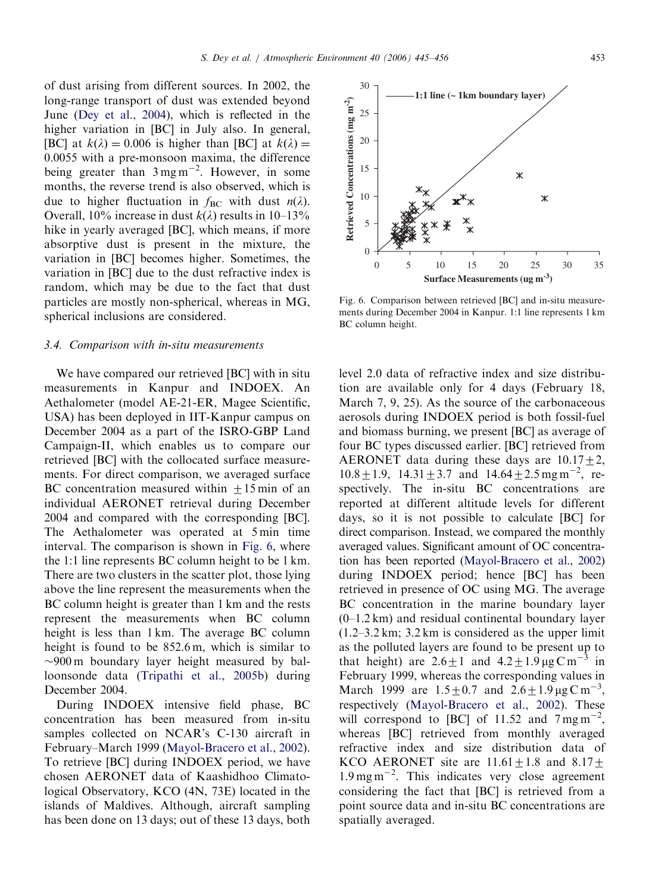of dust arising from different sources. In 2002, the long-range transport of dust was extended beyond June (Dey et al., 2004), which is reflected in the higher variation in [BC] in July also. In general, [BC] at $k(\lambda) = 0.006$ is higher than [BC] at $k(\lambda) = 0.0055$ with a pre-monsoon maxima, the difference being greater than $3\,\mathrm{mg\,m^{-2}}$. However, in some months, the reverse trend is also observed, which is due to higher fluctuation in $f_{\mathrm{BC}}$ with dust $n(\lambda)$. Overall, 10% increase in dust $k(\lambda)$ results in 10–13% hike in yearly averaged [BC], which means, if more absorptive dust is present in the mixture, the variation in [BC] becomes higher. Sometimes, the variation in [BC] due to the dust refractive index is random, which may be due to the fact that dust particles are mostly non-spherical, whereas in MG, spherical inclusions are considered.

### 3.4. Comparison with in-situ measurements

We have compared our retrieved [BC] with in situ measurements in Kanpur and INDOEX. An Aethalometer (model AE-21-ER, Magee Scientific, USA) has been deployed in IIT-Kanpur campus on December 2004 as a part of the ISRO-GBP Land Campaign-II, which enables us to compare our retrieved [BC] with the collocated surface measurements. For direct comparison, we averaged surface BC concentration measured within $\pm 15$ min of an individual AERONET retrieval during December 2004 and compared with the corresponding [BC]. The Aethalometer was operated at 5 min time interval. The comparison is shown in Fig. 6, where the 1:1 line represents BC column height to be 1 km. There are two clusters in the scatter plot, those lying above the line represent the measurements when the BC column height is greater than 1 km and the rests represent the measurements when BC column height is less than 1 km. The average BC column height is found to be 852.6 m, which is similar to $\sim$900 m boundary layer height measured by balloonsonde data (Tripathi et al., 2005b) during December 2004.

Fig. 6. Comparison between retrieved [BC] and in-situ measurements during December 2004 in Kanpur. 1:1 line represents 1 km BC column height.

During INDOEX intensive field phase, BC concentration has been measured from in-situ samples collected on NCAR's C-130 aircraft in February–March 1999 (Mayol-Bracero et al., 2002). To retrieve [BC] during INDOEX period, we have chosen AERONET data of Kaashidhoo Climatological Observatory, KCO (4N, 73E) located in the islands of Maldives. Although, aircraft sampling has been done on 13 days; out of these 13 days, both level 2.0 data of refractive index and size distribution are available only for 4 days (February 18, March 7, 9, 25). As the source of the carbonaceous aerosols during INDOEX period is both fossil-fuel and biomass burning, we present [BC] as average of four BC types discussed earlier. [BC] retrieved from AERONET data during these days are $10.17 \pm 2$, $10.8 \pm 1.9$, $14.31 \pm 3.7$ and $14.64 \pm 2.5\,\mathrm{mg\,m^{-2}}$, respectively. The in-situ BC concentrations are reported at different altitude levels for different days, so it is not possible to calculate [BC] for direct comparison. Instead, we compared the monthly averaged values. Significant amount of OC concentration has been reported (Mayol-Bracero et al., 2002) during INDOEX period; hence [BC] has been retrieved in presence of OC using MG. The average BC concentration in the marine boundary layer (0–1.2 km) and residual continental boundary layer (1.2–3.2 km; 3.2 km is considered as the upper limit as the polluted layers are found to be present up to that height) are $2.6 \pm 1$ and $4.2 \pm 1.9\,\mathrm{\mu g\,C\,m^{-3}}$ in February 1999, whereas the corresponding values in March 1999 are $1.5 \pm 0.7$ and $2.6 \pm 1.9\,\mathrm{\mu g\,C\,m^{-3}}$, respectively (Mayol-Bracero et al., 2002). These will correspond to [BC] of 11.52 and $7\,\mathrm{mg\,m^{-2}}$, whereas [BC] retrieved from monthly averaged refractive index and size distribution data of KCO AERONET site are $11.61 \pm 1.8$ and $8.17 \pm 1.9\,\mathrm{mg\,m^{-2}}$. This indicates very close agreement considering the fact that [BC] is retrieved from a point source data and in-situ BC concentrations are spatially averaged.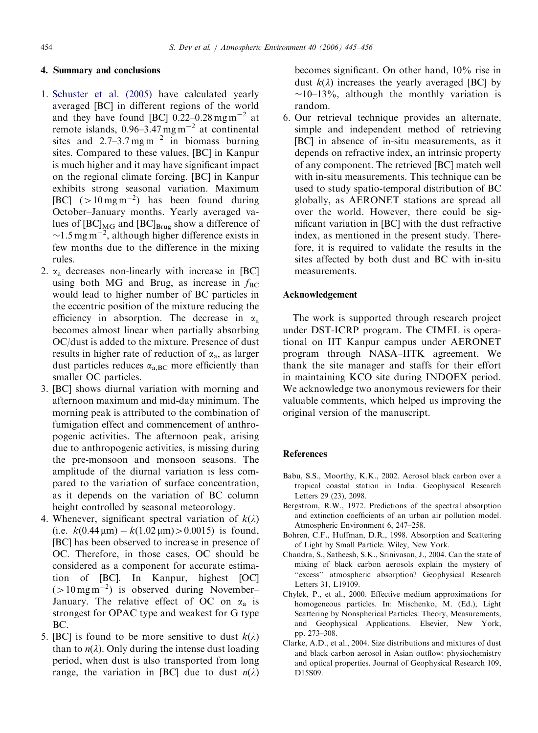## 4. Summary and conclusions

1. Schuster et al. (2005) have calculated yearly averaged [BC] in different regions of the world and they have found [BC] 0.22–0.28 $mg\,m^{-2}$ at remote islands, 0.96–3.47 $mg\,m^{-2}$ at continental sites and 2.7–3.7 $mg\,m^{-2}$ in biomass burning sites. Compared to these values, [BC] in Kanpur is much higher and it may have significant impact on the regional climate forcing. [BC] in Kanpur exhibits strong seasonal variation. Maximum [BC] ($>10\,mg\,m^{-2}$) has been found during October–January months. Yearly averaged values of $[BC]_{MG}$ and $[BC]_{Brug}$ show a difference of $\sim 1.5\,mg\,m^{-2}$, although higher difference exists in few months due to the difference in the mixing rules.
2. $\alpha_a$ decreases non-linearly with increase in [BC] using both MG and Brug, as increase in $f_{BC}$ would lead to higher number of BC particles in the eccentric position of the mixture reducing the efficiency in absorption. The decrease in $\alpha_a$ becomes almost linear when partially absorbing OC/dust is added to the mixture. Presence of dust results in higher rate of reduction of $\alpha_a$, as larger dust particles reduces $\alpha_{a,BC}$ more efficiently than smaller OC particles.
3. [BC] shows diurnal variation with morning and afternoon maximum and mid-day minimum. The morning peak is attributed to the combination of fumigation effect and commencement of anthropogenic activities. The afternoon peak, arising due to anthropogenic activities, is missing during the pre-monsoon and monsoon seasons. The amplitude of the diurnal variation is less compared to the variation of surface concentration, as it depends on the variation of BC column height controlled by seasonal meteorology.
4. Whenever, significant spectral variation of $k(\lambda)$ (i.e. $k(0.44\,\mu m) - k(1.02\,\mu m) > 0.0015$) is found, [BC] has been observed to increase in presence of OC. Therefore, in those cases, OC should be considered as a component for accurate estimation of [BC]. In Kanpur, highest [OC] ($>10\,mg\,m^{-2}$) is observed during November–January. The relative effect of OC on $\alpha_a$ is strongest for OPAC type and weakest for G type BC.
5. [BC] is found to be more sensitive to dust $k(\lambda)$ than to $n(\lambda)$. Only during the intense dust loading period, when dust is also transported from long range, the variation in [BC] due to dust $n(\lambda)$ becomes significant. On other hand, 10% rise in dust $k(\lambda)$ increases the yearly averaged [BC] by ~10–13%, although the monthly variation is random.
6. Our retrieval technique provides an alternate, simple and independent method of retrieving [BC] in absence of in-situ measurements, as it depends on refractive index, an intrinsic property of any component. The retrieved [BC] match well with in-situ measurements. This technique can be used to study spatio-temporal distribution of BC globally, as AERONET stations are spread all over the world. However, there could be significant variation in [BC] with the dust refractive index, as mentioned in the present study. Therefore, it is required to validate the results in the sites affected by both dust and BC with in-situ measurements.

## Acknowledgement

The work is supported through research project under DST-ICRP program. The CIMEL is operational on IIT Kanpur campus under AERONET program through NASA–IITK agreement. We thank the site manager and staffs for their effort in maintaining KCO site during INDOEX period. We acknowledge two anonymous reviewers for their valuable comments, which helped us improving the original version of the manuscript.

## References

Babu, S.S., Moorthy, K.K., 2002. Aerosol black carbon over a tropical coastal station in India. Geophysical Research Letters 29 (23), 2098.

Bergstrom, R.W., 1972. Predictions of the spectral absorption and extinction coefficients of an urban air pollution model. Atmospheric Environment 6, 247–258.

Bohren, C.F., Huffman, D.R., 1998. Absorption and Scattering of Light by Small Particle. Wiley, New York.

Chandra, S., Satheesh, S.K., Srinivasan, J., 2004. Can the state of mixing of black carbon aerosols explain the mystery of "excess" atmospheric absorption? Geophysical Research Letters 31, L19109.

Chylek, P., et al., 2000. Effective medium approximations for homogeneous particles. In: Mischenko, M. (Ed.), Light Scattering by Nonspherical Particles: Theory, Measurements, and Geophysical Applications. Elsevier, New York, pp. 273–308.

Clarke, A.D., et al., 2004. Size distributions and mixtures of dust and black carbon aerosol in Asian outflow: physiochemistry and optical properties. Journal of Geophysical Research 109, D15S09.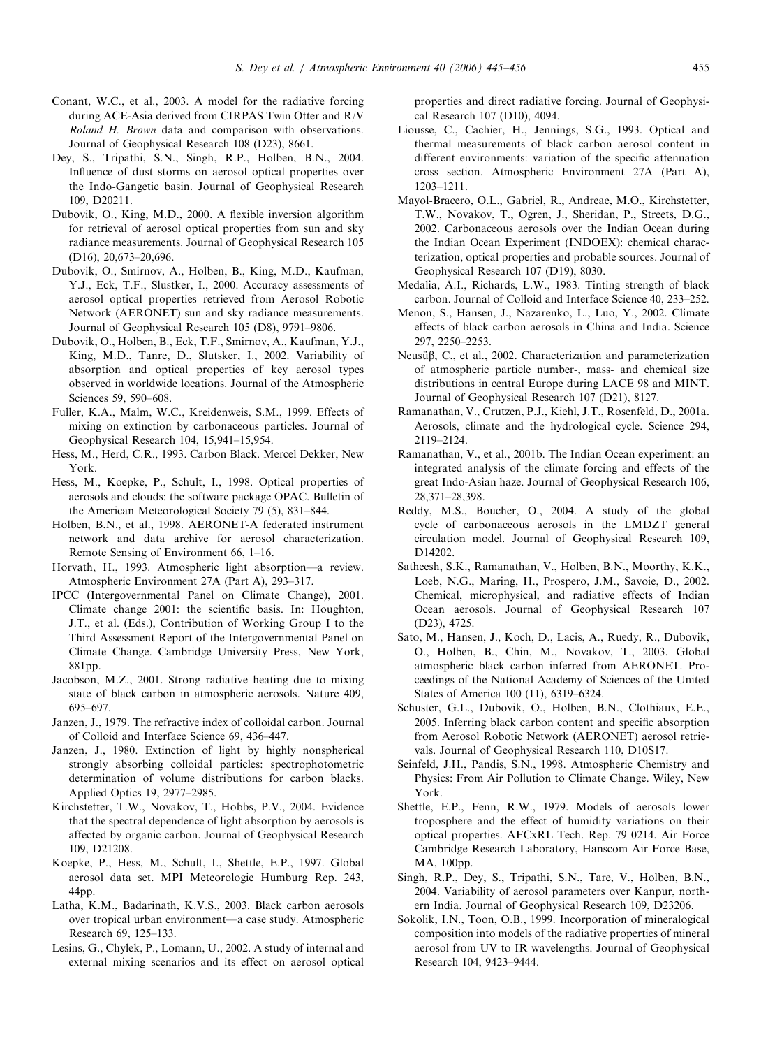Conant, W.C., et al., 2003. A model for the radiative forcing during ACE-Asia derived from CIRPAS Twin Otter and R/V *Roland H. Brown* data and comparison with observations. Journal of Geophysical Research 108 (D23), 8661.

Dey, S., Tripathi, S.N., Singh, R.P., Holben, B.N., 2004. Influence of dust storms on aerosol optical properties over the Indo-Gangetic basin. Journal of Geophysical Research 109, D20211.

Dubovik, O., King, M.D., 2000. A flexible inversion algorithm for retrieval of aerosol optical properties from sun and sky radiance measurements. Journal of Geophysical Research 105 (D16), 20,673–20,696.

Dubovik, O., Smirnov, A., Holben, B., King, M.D., Kaufman, Y.J., Eck, T.F., Slustker, I., 2000. Accuracy assessments of aerosol optical properties retrieved from Aerosol Robotic Network (AERONET) sun and sky radiance measurements. Journal of Geophysical Research 105 (D8), 9791–9806.

Dubovik, O., Holben, B., Eck, T.F., Smirnov, A., Kaufman, Y.J., King, M.D., Tanre, D., Slutsker, I., 2002. Variability of absorption and optical properties of key aerosol types observed in worldwide locations. Journal of the Atmospheric Sciences 59, 590–608.

Fuller, K.A., Malm, W.C., Kreidenweis, S.M., 1999. Effects of mixing on extinction by carbonaceous particles. Journal of Geophysical Research 104, 15,941–15,954.

Hess, M., Herd, C.R., 1993. Carbon Black. Mercel Dekker, New York.

Hess, M., Koepke, P., Schult, I., 1998. Optical properties of aerosols and clouds: the software package OPAC. Bulletin of the American Meteorological Society 79 (5), 831–844.

Holben, B.N., et al., 1998. AERONET-A federated instrument network and data archive for aerosol characterization. Remote Sensing of Environment 66, 1–16.

Horvath, H., 1993. Atmospheric light absorption—a review. Atmospheric Environment 27A (Part A), 293–317.

IPCC (Intergovernmental Panel on Climate Change), 2001. Climate change 2001: the scientific basis. In: Houghton, J.T., et al. (Eds.), Contribution of Working Group I to the Third Assessment Report of the Intergovernmental Panel on Climate Change. Cambridge University Press, New York, 881pp.

Jacobson, M.Z., 2001. Strong radiative heating due to mixing state of black carbon in atmospheric aerosols. Nature 409, 695–697.

Janzen, J., 1979. The refractive index of colloidal carbon. Journal of Colloid and Interface Science 69, 436–447.

Janzen, J., 1980. Extinction of light by highly nonspherical strongly absorbing colloidal particles: spectrophotometric determination of volume distributions for carbon blacks. Applied Optics 19, 2977–2985.

Kirchstetter, T.W., Novakov, T., Hobbs, P.V., 2004. Evidence that the spectral dependence of light absorption by aerosols is affected by organic carbon. Journal of Geophysical Research 109, D21208.

Koepke, P., Hess, M., Schult, I., Shettle, E.P., 1997. Global aerosol data set. MPI Meteorologie Humburg Rep. 243, 44pp.

Latha, K.M., Badarinath, K.V.S., 2003. Black carbon aerosols over tropical urban environment—a case study. Atmospheric Research 69, 125–133.

Lesins, G., Chylek, P., Lomann, U., 2002. A study of internal and external mixing scenarios and its effect on aerosol optical properties and direct radiative forcing. Journal of Geophysical Research 107 (D10), 4094.

Liousse, C., Cachier, H., Jennings, S.G., 1993. Optical and thermal measurements of black carbon aerosol content in different environments: variation of the specific attenuation cross section. Atmospheric Environment 27A (Part A), 1203–1211.

Mayol-Bracero, O.L., Gabriel, R., Andreae, M.O., Kirchstetter, T.W., Novakov, T., Ogren, J., Sheridan, P., Streets, D.G., 2002. Carbonaceous aerosols over the Indian Ocean during the Indian Ocean Experiment (INDOEX): chemical characterization, optical properties and probable sources. Journal of Geophysical Research 107 (D19), 8030.

Medalia, A.I., Richards, L.W., 1983. Tinting strength of black carbon. Journal of Colloid and Interface Science 40, 233–252.

Menon, S., Hansen, J., Nazarenko, L., Luo, Y., 2002. Climate effects of black carbon aerosols in China and India. Science 297, 2250–2253.

Neusüβ, C., et al., 2002. Characterization and parameterization of atmospheric particle number-, mass- and chemical size distributions in central Europe during LACE 98 and MINT. Journal of Geophysical Research 107 (D21), 8127.

Ramanathan, V., Crutzen, P.J., Kiehl, J.T., Rosenfeld, D., 2001a. Aerosols, climate and the hydrological cycle. Science 294, 2119–2124.

Ramanathan, V., et al., 2001b. The Indian Ocean experiment: an integrated analysis of the climate forcing and effects of the great Indo-Asian haze. Journal of Geophysical Research 106, 28,371–28,398.

Reddy, M.S., Boucher, O., 2004. A study of the global cycle of carbonaceous aerosols in the LMDZT general circulation model. Journal of Geophysical Research 109, D14202.

Satheesh, S.K., Ramanathan, V., Holben, B.N., Moorthy, K.K., Loeb, N.G., Maring, H., Prospero, J.M., Savoie, D., 2002. Chemical, microphysical, and radiative effects of Indian Ocean aerosols. Journal of Geophysical Research 107 (D23), 4725.

Sato, M., Hansen, J., Koch, D., Lacis, A., Ruedy, R., Dubovik, O., Holben, B., Chin, M., Novakov, T., 2003. Global atmospheric black carbon inferred from AERONET. Proceedings of the National Academy of Sciences of the United States of America 100 (11), 6319–6324.

Schuster, G.L., Dubovik, O., Holben, B.N., Clothiaux, E.E., 2005. Inferring black carbon content and specific absorption from Aerosol Robotic Network (AERONET) aerosol retrievals. Journal of Geophysical Research 110, D10S17.

Seinfeld, J.H., Pandis, S.N., 1998. Atmospheric Chemistry and Physics: From Air Pollution to Climate Change. Wiley, New York.

Shettle, E.P., Fenn, R.W., 1979. Models of aerosols lower troposphere and the effect of humidity variations on their optical properties. AFCxRL Tech. Rep. 79 0214. Air Force Cambridge Research Laboratory, Hanscom Air Force Base, MA, 100pp.

Singh, R.P., Dey, S., Tripathi, S.N., Tare, V., Holben, B.N., 2004. Variability of aerosol parameters over Kanpur, northern India. Journal of Geophysical Research 109, D23206.

Sokolik, I.N., Toon, O.B., 1999. Incorporation of mineralogical composition into models of the radiative properties of mineral aerosol from UV to IR wavelengths. Journal of Geophysical Research 104, 9423–9444.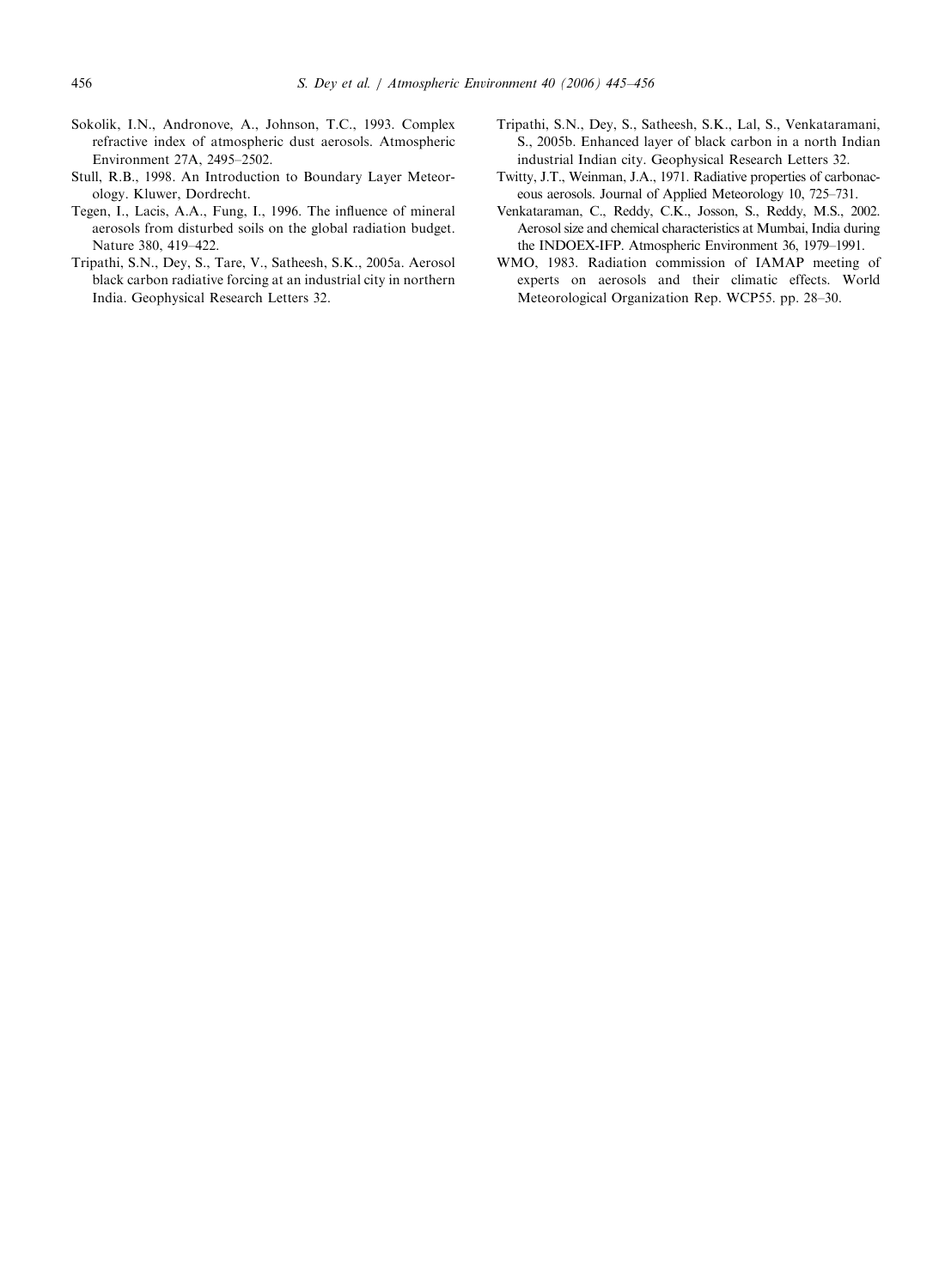Sokolik, I.N., Andronove, A., Johnson, T.C., 1993. Complex refractive index of atmospheric dust aerosols. Atmospheric Environment 27A, 2495–2502.

Stull, R.B., 1998. An Introduction to Boundary Layer Meteorology. Kluwer, Dordrecht.

Tegen, I., Lacis, A.A., Fung, I., 1996. The influence of mineral aerosols from disturbed soils on the global radiation budget. Nature 380, 419–422.

Tripathi, S.N., Dey, S., Tare, V., Satheesh, S.K., 2005a. Aerosol black carbon radiative forcing at an industrial city in northern India. Geophysical Research Letters 32.

Tripathi, S.N., Dey, S., Satheesh, S.K., Lal, S., Venkataramani, S., 2005b. Enhanced layer of black carbon in a north Indian industrial Indian city. Geophysical Research Letters 32.

Twitty, J.T., Weinman, J.A., 1971. Radiative properties of carbonaceous aerosols. Journal of Applied Meteorology 10, 725–731.

Venkataraman, C., Reddy, C.K., Josson, S., Reddy, M.S., 2002. Aerosol size and chemical characteristics at Mumbai, India during the INDOEX-IFP. Atmospheric Environment 36, 1979–1991.

WMO, 1983. Radiation commission of IAMAP meeting of experts on aerosols and their climatic effects. World Meteorological Organization Rep. WCP55. pp. 28–30.